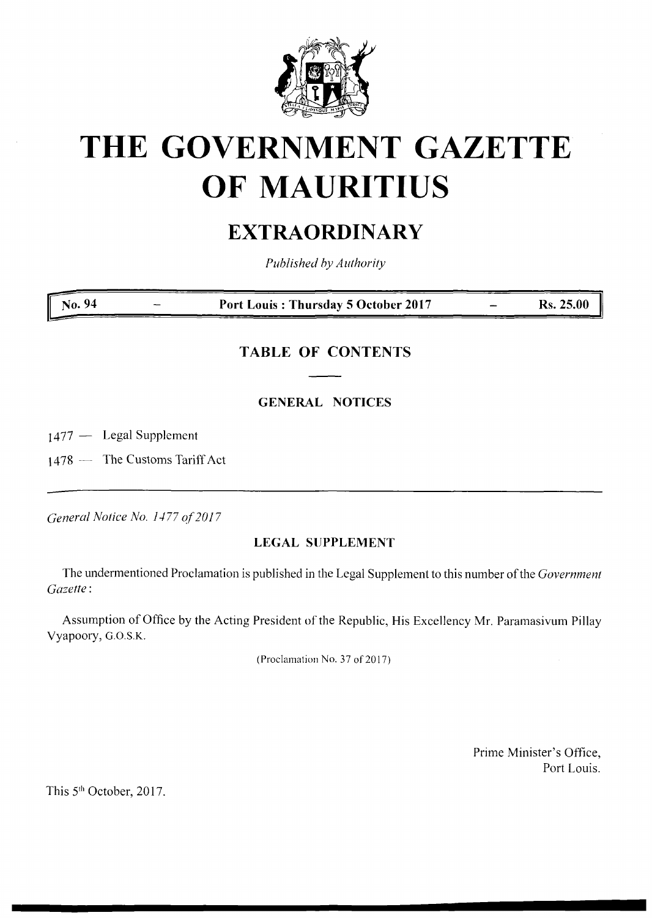# THE GOVERNMENT GAZETTE OF MAURITIUS

## EXTRAORDINARY

*Published by Authority*

| No. 94 | — | Port Louis : Thursday 5 October 2017 | — | Rs. 25.00 |
|---|---|---|---|---|

### TABLE OF CONTENTS

#### GENERAL NOTICES

1477 — Legal Supplement

1478 — The Customs Tariff Act

---

*General Notice No. 1477 of 2017*

#### LEGAL SUPPLEMENT

The undermentioned Proclamation is published in the Legal Supplement to this number of the *Government Gazette*:

Assumption of Office by the Acting President of the Republic, His Excellency Mr. Paramasivum Pillay Vyapoory, G.O.S.K.

(Proclamation No. 37 of 2017)

Prime Minister's Office,
Port Louis.

This 5th October, 2017.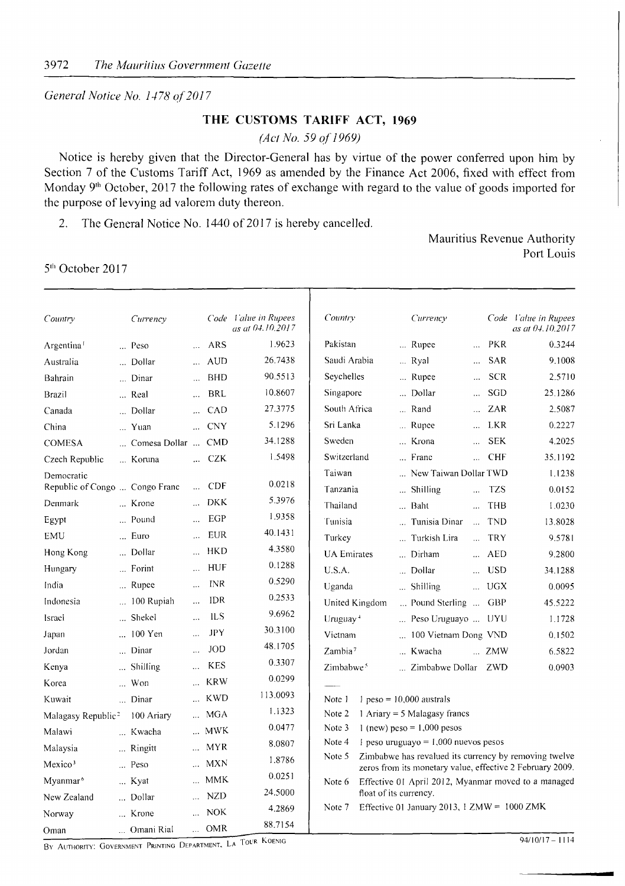*General Notice No. 1478 of 2017*

## THE CUSTOMS TARIFF ACT, 1969

*(Act No. 59 of 1969)*

Notice is hereby given that the Director-General has by virtue of the power conferred upon him by Section 7 of the Customs Tariff Act, 1969 as amended by the Finance Act 2006, fixed with effect from Monday 9th October, 2017 the following rates of exchange with regard to the value of goods imported for the purpose of levying ad valorem duty thereon.

2. The General Notice No. 1440 of 2017 is hereby cancelled.

Mauritius Revenue Authority
Port Louis

5th October 2017

| *Country* | *Currency* | *Code* | *Value in Rupees as at 04.10.2017* |
|---|---|---|---|
| Argentina[1] | Peso | ARS | 1.9623 |
| Australia | Dollar | AUD | 26.7438 |
| Bahrain | Dinar | BHD | 90.5513 |
| Brazil | Real | BRL | 10.8607 |
| Canada | Dollar | CAD | 27.3775 |
| China | Yuan | CNY | 5.1296 |
| COMESA | Comesa Dollar | CMD | 34.1288 |
| Czech Republic | Koruna | CZK | 1.5498 |
| Democratic Republic of Congo | Congo Franc | CDF | 0.0218 |
| Denmark | Krone | DKK | 5.3976 |
| Egypt | Pound | EGP | 1.9358 |
| EMU | Euro | EUR | 40.1431 |
| Hong Kong | Dollar | HKD | 4.3580 |
| Hungary | Forint | HUF | 0.1288 |
| India | Rupee | INR | 0.5290 |
| Indonesia | 100 Rupiah | IDR | 0.2533 |
| Israel | Shekel | ILS | 9.6962 |
| Japan | 100 Yen | JPY | 30.3100 |
| Jordan | Dinar | JOD | 48.1705 |
| Kenya | Shilling | KES | 0.3307 |
| Korea | Won | KRW | 0.0299 |
| Kuwait | Dinar | KWD | 113.0093 |
| Malagasy Republic[2] | 100 Ariary | MGA | 1.1323 |
| Malawi | Kwacha | MWK | 0.0477 |
| Malaysia | Ringitt | MYR | 8.0807 |
| Mexico[3] | Peso | MXN | 1.8786 |
| Myanmar[6] | Kyat | MMK | 0.0251 |
| New Zealand | Dollar | NZD | 24.5000 |
| Norway | Krone | NOK | 4.2869 |
| Oman | Omani Rial | OMR | 88.7154 |
| Pakistan | Rupee | PKR | 0.3244 |
| Saudi Arabia | Ryal | SAR | 9.1008 |
| Seychelles | Rupee | SCR | 2.5710 |
| Singapore | Dollar | SGD | 25.1286 |
| South Africa | Rand | ZAR | 2.5087 |
| Sri Lanka | Rupee | LKR | 0.2227 |
| Sweden | Krona | SEK | 4.2025 |
| Switzerland | Franc | CHF | 35.1192 |
| Taiwan | New Taiwan Dollar | TWD | 1.1238 |
| Tanzania | Shilling | TZS | 0.0152 |
| Thailand | Baht | THB | 1.0230 |
| Tunisia | Tunisia Dinar | TND | 13.8028 |
| Turkey | Turkish Lira | TRY | 9.5781 |
| UA Emirates | Dirham | AED | 9.2800 |
| U.S.A. | Dollar | USD | 34.1288 |
| Uganda | Shilling | UGX | 0.0095 |
| United Kingdom | Pound Sterling | GBP | 45.5222 |
| Uruguay[4] | Peso Uruguayo | UYU | 1.1728 |
| Vietnam | 100 Vietnam Dong | VND | 0.1502 |
| Zambia[7] | Kwacha | ZMW | 6.5822 |
| Zimbabwe[5] | Zimbabwe Dollar | ZWD | 0.0903 |

Note 1 1 peso = 10,000 australs

Note 2 1 Ariary = 5 Malagasy francs

Note 3 1 (new) peso = 1,000 pesos

Note 4 1 peso uruguayo = 1,000 nuevos pesos

Note 5 Zimbabwe has revalued its currency by removing twelve zeros from its monetary value, effective 2 February 2009.

Note 6 Effective 01 April 2012, Myanmar moved to a managed float of its currency.

Note 7 Effective 01 January 2013, 1 ZMW = 1000 ZMK